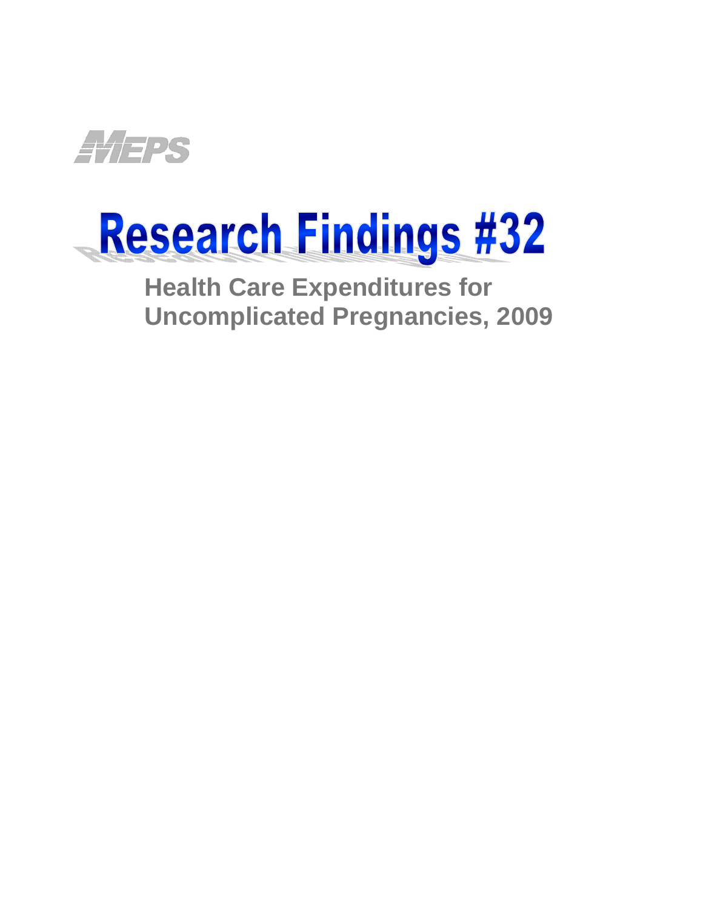MEPS

# Research Findings #32

## Health Care Expenditures for Uncomplicated Pregnancies, 2009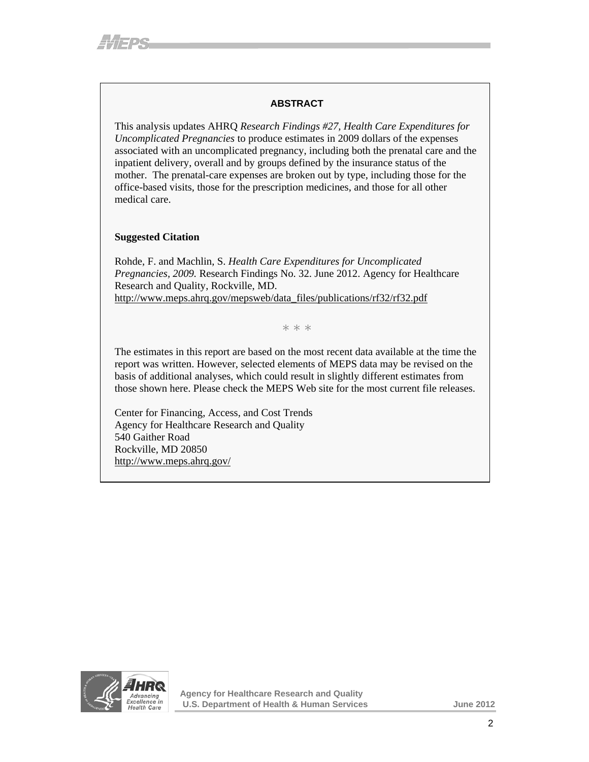## ABSTRACT

This analysis updates AHRQ *Research Findings #27, Health Care Expenditures for Uncomplicated Pregnancies* to produce estimates in 2009 dollars of the expenses associated with an uncomplicated pregnancy, including both the prenatal care and the inpatient delivery, overall and by groups defined by the insurance status of the mother. The prenatal-care expenses are broken out by type, including those for the office-based visits, those for the prescription medicines, and those for all other medical care.

**Suggested Citation**

Rohde, F. and Machlin, S. *Health Care Expenditures for Uncomplicated Pregnancies, 2009.* Research Findings No. 32. June 2012. Agency for Healthcare Research and Quality, Rockville, MD.
http://www.meps.ahrq.gov/mepsweb/data_files/publications/rf32/rf32.pdf

\* \* \*

The estimates in this report are based on the most recent data available at the time the report was written. However, selected elements of MEPS data may be revised on the basis of additional analyses, which could result in slightly different estimates from those shown here. Please check the MEPS Web site for the most current file releases.

Center for Financing, Access, and Cost Trends
Agency for Healthcare Research and Quality
540 Gaither Road
Rockville, MD 20850
http://www.meps.ahrq.gov/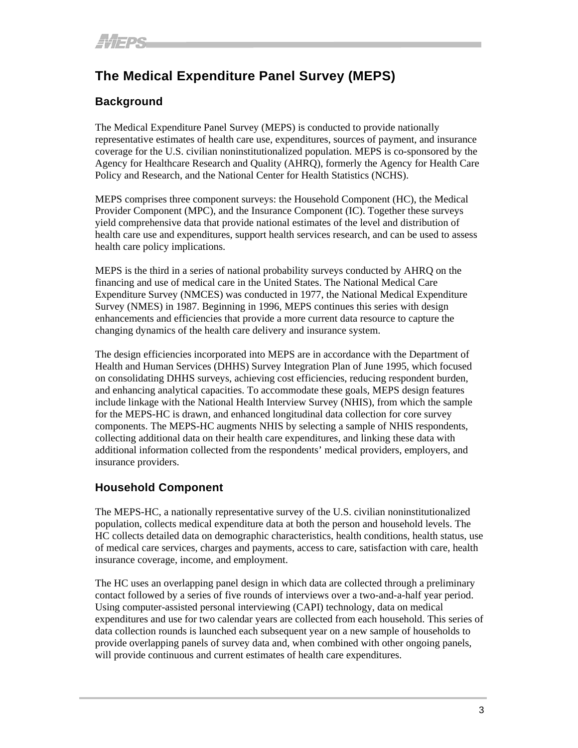# The Medical Expenditure Panel Survey (MEPS)

## Background

The Medical Expenditure Panel Survey (MEPS) is conducted to provide nationally representative estimates of health care use, expenditures, sources of payment, and insurance coverage for the U.S. civilian noninstitutionalized population. MEPS is co-sponsored by the Agency for Healthcare Research and Quality (AHRQ), formerly the Agency for Health Care Policy and Research, and the National Center for Health Statistics (NCHS).

MEPS comprises three component surveys: the Household Component (HC), the Medical Provider Component (MPC), and the Insurance Component (IC). Together these surveys yield comprehensive data that provide national estimates of the level and distribution of health care use and expenditures, support health services research, and can be used to assess health care policy implications.

MEPS is the third in a series of national probability surveys conducted by AHRQ on the financing and use of medical care in the United States. The National Medical Care Expenditure Survey (NMCES) was conducted in 1977, the National Medical Expenditure Survey (NMES) in 1987. Beginning in 1996, MEPS continues this series with design enhancements and efficiencies that provide a more current data resource to capture the changing dynamics of the health care delivery and insurance system.

The design efficiencies incorporated into MEPS are in accordance with the Department of Health and Human Services (DHHS) Survey Integration Plan of June 1995, which focused on consolidating DHHS surveys, achieving cost efficiencies, reducing respondent burden, and enhancing analytical capacities. To accommodate these goals, MEPS design features include linkage with the National Health Interview Survey (NHIS), from which the sample for the MEPS-HC is drawn, and enhanced longitudinal data collection for core survey components. The MEPS-HC augments NHIS by selecting a sample of NHIS respondents, collecting additional data on their health care expenditures, and linking these data with additional information collected from the respondents' medical providers, employers, and insurance providers.

## Household Component

The MEPS-HC, a nationally representative survey of the U.S. civilian noninstitutionalized population, collects medical expenditure data at both the person and household levels. The HC collects detailed data on demographic characteristics, health conditions, health status, use of medical care services, charges and payments, access to care, satisfaction with care, health insurance coverage, income, and employment.

The HC uses an overlapping panel design in which data are collected through a preliminary contact followed by a series of five rounds of interviews over a two-and-a-half year period. Using computer-assisted personal interviewing (CAPI) technology, data on medical expenditures and use for two calendar years are collected from each household. This series of data collection rounds is launched each subsequent year on a new sample of households to provide overlapping panels of survey data and, when combined with other ongoing panels, will provide continuous and current estimates of health care expenditures.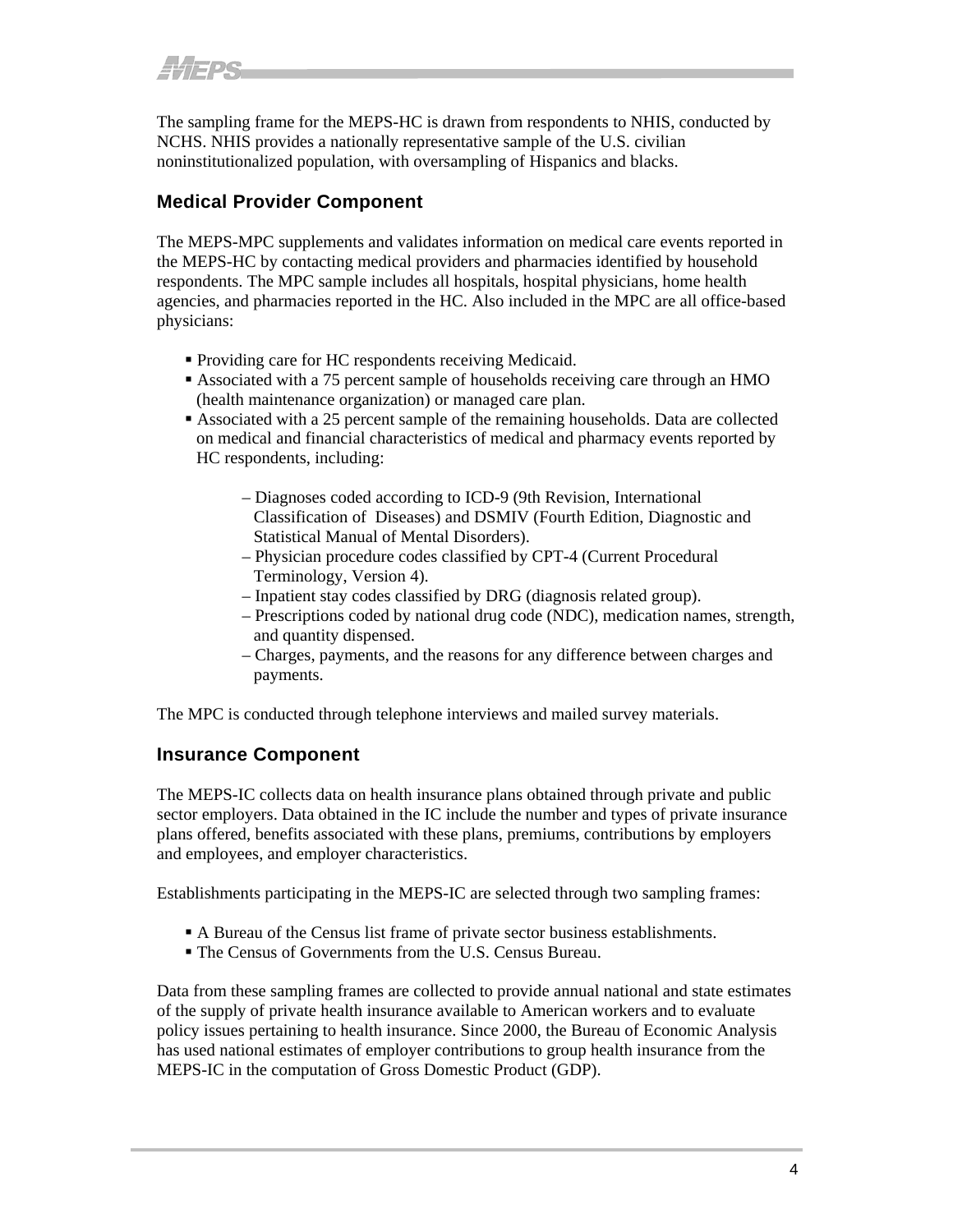The sampling frame for the MEPS-HC is drawn from respondents to NHIS, conducted by NCHS. NHIS provides a nationally representative sample of the U.S. civilian noninstitutionalized population, with oversampling of Hispanics and blacks.

## Medical Provider Component

The MEPS-MPC supplements and validates information on medical care events reported in the MEPS-HC by contacting medical providers and pharmacies identified by household respondents. The MPC sample includes all hospitals, hospital physicians, home health agencies, and pharmacies reported in the HC. Also included in the MPC are all office-based physicians:

- Providing care for HC respondents receiving Medicaid.
- Associated with a 75 percent sample of households receiving care through an HMO (health maintenance organization) or managed care plan.
- Associated with a 25 percent sample of the remaining households. Data are collected on medical and financial characteristics of medical and pharmacy events reported by HC respondents, including:
  - Diagnoses coded according to ICD-9 (9th Revision, International Classification of Diseases) and DSMIV (Fourth Edition, Diagnostic and Statistical Manual of Mental Disorders).
  - Physician procedure codes classified by CPT-4 (Current Procedural Terminology, Version 4).
  - Inpatient stay codes classified by DRG (diagnosis related group).
  - Prescriptions coded by national drug code (NDC), medication names, strength, and quantity dispensed.
  - Charges, payments, and the reasons for any difference between charges and payments.

The MPC is conducted through telephone interviews and mailed survey materials.

## Insurance Component

The MEPS-IC collects data on health insurance plans obtained through private and public sector employers. Data obtained in the IC include the number and types of private insurance plans offered, benefits associated with these plans, premiums, contributions by employers and employees, and employer characteristics.

Establishments participating in the MEPS-IC are selected through two sampling frames:

- A Bureau of the Census list frame of private sector business establishments.
- The Census of Governments from the U.S. Census Bureau.

Data from these sampling frames are collected to provide annual national and state estimates of the supply of private health insurance available to American workers and to evaluate policy issues pertaining to health insurance. Since 2000, the Bureau of Economic Analysis has used national estimates of employer contributions to group health insurance from the MEPS-IC in the computation of Gross Domestic Product (GDP).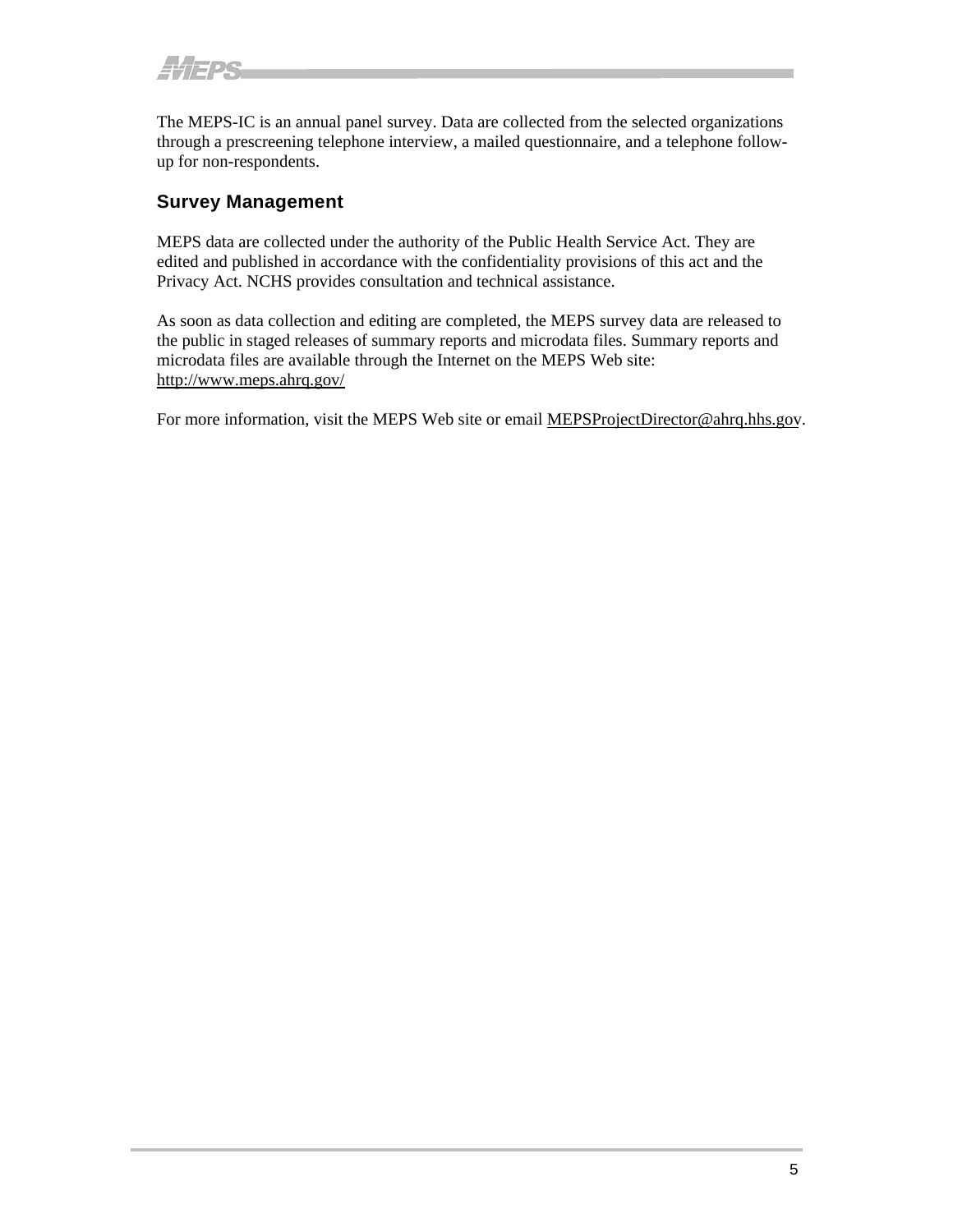The MEPS-IC is an annual panel survey. Data are collected from the selected organizations through a prescreening telephone interview, a mailed questionnaire, and a telephone follow-up for non-respondents.

## Survey Management

MEPS data are collected under the authority of the Public Health Service Act. They are edited and published in accordance with the confidentiality provisions of this act and the Privacy Act. NCHS provides consultation and technical assistance.

As soon as data collection and editing are completed, the MEPS survey data are released to the public in staged releases of summary reports and microdata files. Summary reports and microdata files are available through the Internet on the MEPS Web site: http://www.meps.ahrq.gov/

For more information, visit the MEPS Web site or email MEPSProjectDirector@ahrq.hhs.gov.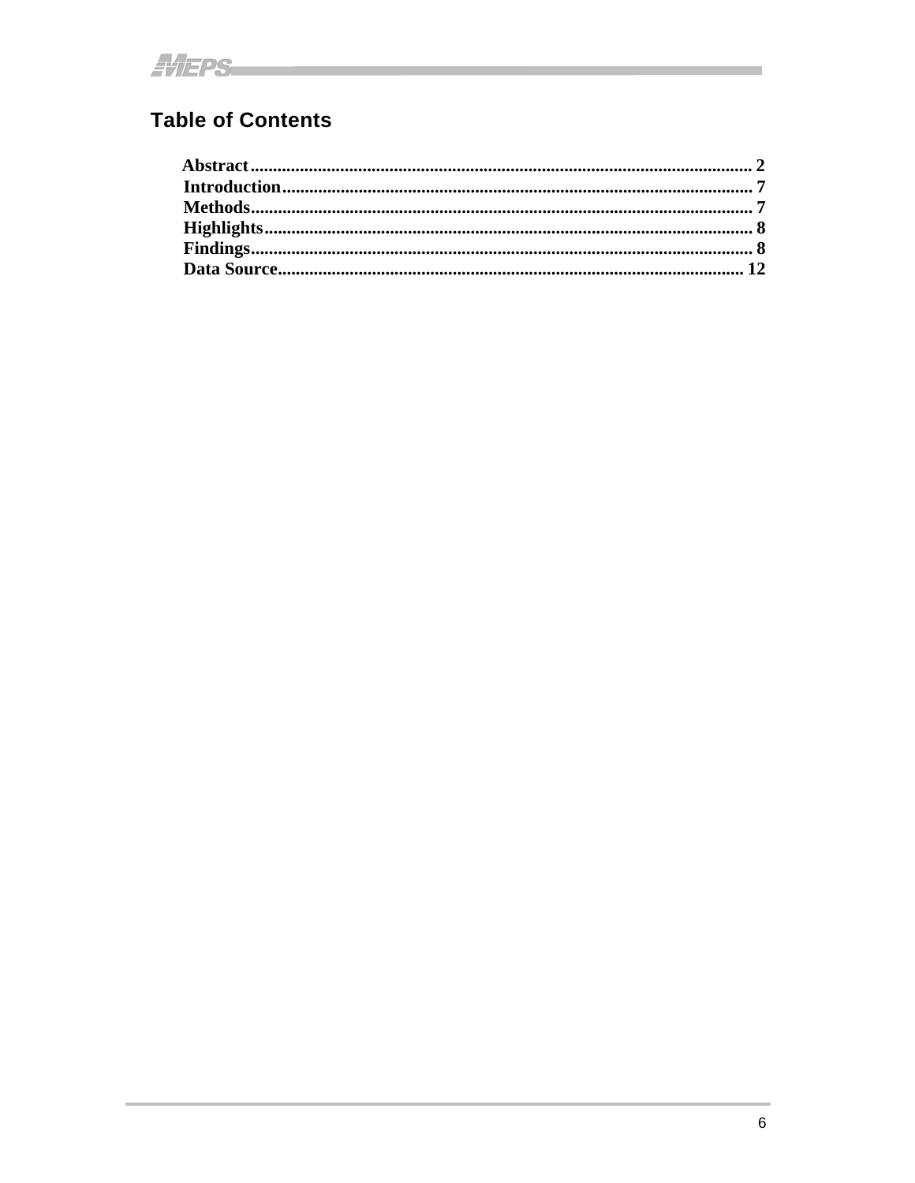## Table of Contents

**Abstract**.......................................................................................................... **2**
**Introduction**...................................................................................................... **7**
**Methods**............................................................................................................ **7**
**Highlights**......................................................................................................... **8**
**Findings**............................................................................................................ **8**
**Data Source**..................................................................................................... **12**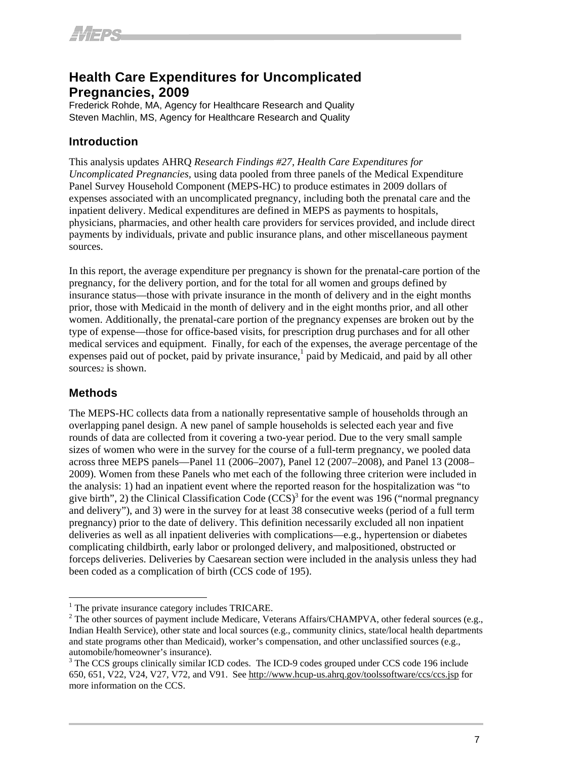# Health Care Expenditures for Uncomplicated Pregnancies, 2009

Frederick Rohde, MA, Agency for Healthcare Research and Quality
Steven Machlin, MS, Agency for Healthcare Research and Quality

## Introduction

This analysis updates AHRQ *Research Findings #27, Health Care Expenditures for Uncomplicated Pregnancies,* using data pooled from three panels of the Medical Expenditure Panel Survey Household Component (MEPS-HC) to produce estimates in 2009 dollars of expenses associated with an uncomplicated pregnancy, including both the prenatal care and the inpatient delivery. Medical expenditures are defined in MEPS as payments to hospitals, physicians, pharmacies, and other health care providers for services provided, and include direct payments by individuals, private and public insurance plans, and other miscellaneous payment sources.

In this report, the average expenditure per pregnancy is shown for the prenatal-care portion of the pregnancy, for the delivery portion, and for the total for all women and groups defined by insurance status—those with private insurance in the month of delivery and in the eight months prior, those with Medicaid in the month of delivery and in the eight months prior, and all other women. Additionally, the prenatal-care portion of the pregnancy expenses are broken out by the type of expense—those for office-based visits, for prescription drug purchases and for all other medical services and equipment. Finally, for each of the expenses, the average percentage of the expenses paid out of pocket, paid by private insurance,[1] paid by Medicaid, and paid by all other sources[2] is shown.

## Methods

The MEPS-HC collects data from a nationally representative sample of households through an overlapping panel design. A new panel of sample households is selected each year and five rounds of data are collected from it covering a two-year period. Due to the very small sample sizes of women who were in the survey for the course of a full-term pregnancy, we pooled data across three MEPS panels—Panel 11 (2006–2007), Panel 12 (2007–2008), and Panel 13 (2008–2009). Women from these Panels who met each of the following three criterion were included in the analysis: 1) had an inpatient event where the reported reason for the hospitalization was "to give birth", 2) the Clinical Classification Code (CCS)[3] for the event was 196 ("normal pregnancy and delivery"), and 3) were in the survey for at least 38 consecutive weeks (period of a full term pregnancy) prior to the date of delivery. This definition necessarily excluded all non inpatient deliveries as well as all inpatient deliveries with complications—e.g., hypertension or diabetes complicating childbirth, early labor or prolonged delivery, and malpositioned, obstructed or forceps deliveries. Deliveries by Caesarean section were included in the analysis unless they had been coded as a complication of birth (CCS code of 195).

---

[1] The private insurance category includes TRICARE.

[2] The other sources of payment include Medicare, Veterans Affairs/CHAMPVA, other federal sources (e.g., Indian Health Service), other state and local sources (e.g., community clinics, state/local health departments and state programs other than Medicaid), worker's compensation, and other unclassified sources (e.g., automobile/homeowner's insurance).

[3] The CCS groups clinically similar ICD codes. The ICD-9 codes grouped under CCS code 196 include 650, 651, V22, V24, V27, V72, and V91. See http://www.hcup-us.ahrq.gov/toolssoftware/ccs/ccs.jsp for more information on the CCS.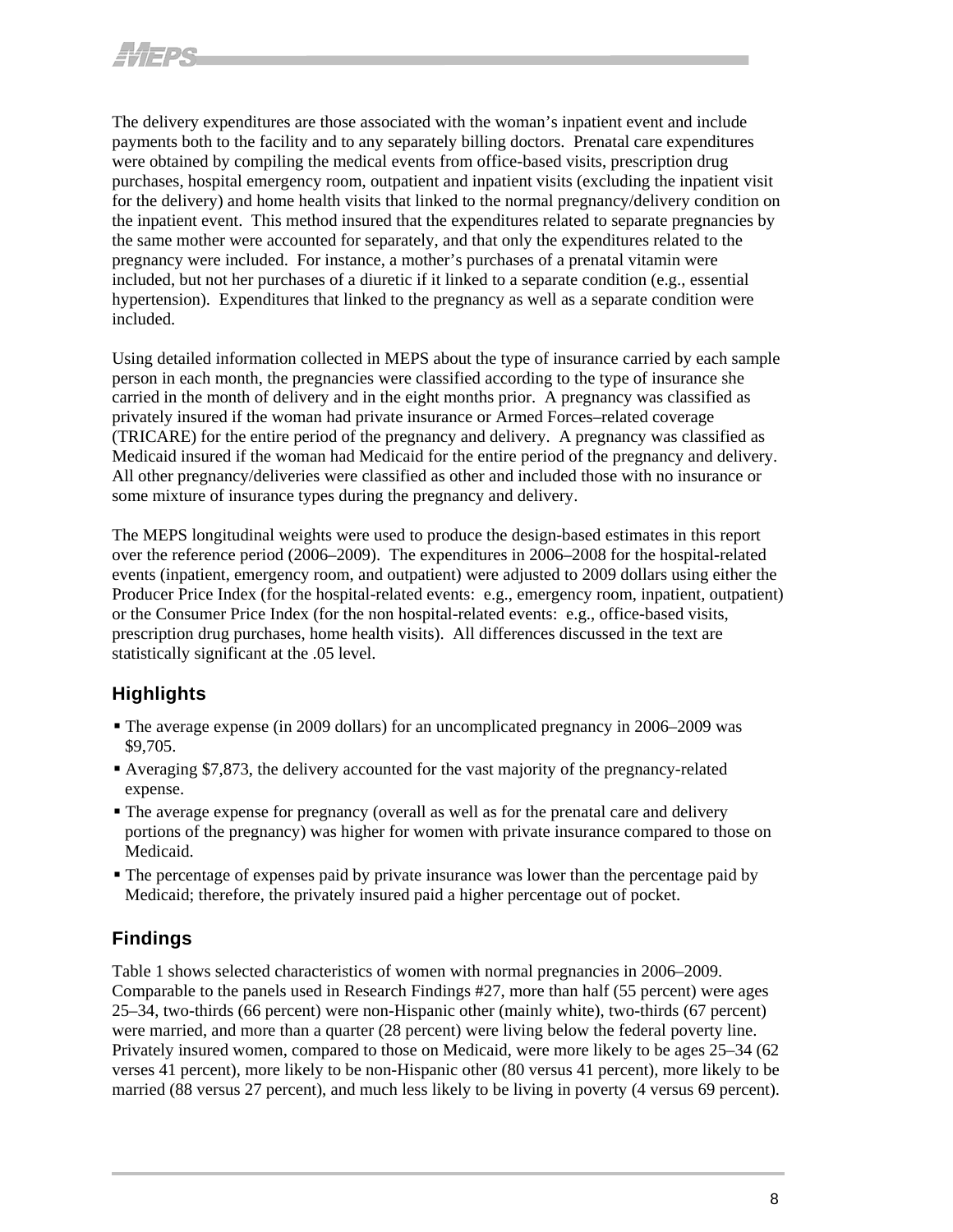The delivery expenditures are those associated with the woman's inpatient event and include payments both to the facility and to any separately billing doctors. Prenatal care expenditures were obtained by compiling the medical events from office-based visits, prescription drug purchases, hospital emergency room, outpatient and inpatient visits (excluding the inpatient visit for the delivery) and home health visits that linked to the normal pregnancy/delivery condition on the inpatient event. This method insured that the expenditures related to separate pregnancies by the same mother were accounted for separately, and that only the expenditures related to the pregnancy were included. For instance, a mother's purchases of a prenatal vitamin were included, but not her purchases of a diuretic if it linked to a separate condition (e.g., essential hypertension). Expenditures that linked to the pregnancy as well as a separate condition were included.

Using detailed information collected in MEPS about the type of insurance carried by each sample person in each month, the pregnancies were classified according to the type of insurance she carried in the month of delivery and in the eight months prior. A pregnancy was classified as privately insured if the woman had private insurance or Armed Forces–related coverage (TRICARE) for the entire period of the pregnancy and delivery. A pregnancy was classified as Medicaid insured if the woman had Medicaid for the entire period of the pregnancy and delivery. All other pregnancy/deliveries were classified as other and included those with no insurance or some mixture of insurance types during the pregnancy and delivery.

The MEPS longitudinal weights were used to produce the design-based estimates in this report over the reference period (2006–2009). The expenditures in 2006–2008 for the hospital-related events (inpatient, emergency room, and outpatient) were adjusted to 2009 dollars using either the Producer Price Index (for the hospital-related events: e.g., emergency room, inpatient, outpatient) or the Consumer Price Index (for the non hospital-related events: e.g., office-based visits, prescription drug purchases, home health visits). All differences discussed in the text are statistically significant at the .05 level.

## Highlights

- The average expense (in 2009 dollars) for an uncomplicated pregnancy in 2006–2009 was $9,705.
- Averaging $7,873, the delivery accounted for the vast majority of the pregnancy-related expense.
- The average expense for pregnancy (overall as well as for the prenatal care and delivery portions of the pregnancy) was higher for women with private insurance compared to those on Medicaid.
- The percentage of expenses paid by private insurance was lower than the percentage paid by Medicaid; therefore, the privately insured paid a higher percentage out of pocket.

## Findings

Table 1 shows selected characteristics of women with normal pregnancies in 2006–2009. Comparable to the panels used in Research Findings #27, more than half (55 percent) were ages 25–34, two-thirds (66 percent) were non-Hispanic other (mainly white), two-thirds (67 percent) were married, and more than a quarter (28 percent) were living below the federal poverty line. Privately insured women, compared to those on Medicaid, were more likely to be ages 25–34 (62 verses 41 percent), more likely to be non-Hispanic other (80 versus 41 percent), more likely to be married (88 versus 27 percent), and much less likely to be living in poverty (4 versus 69 percent).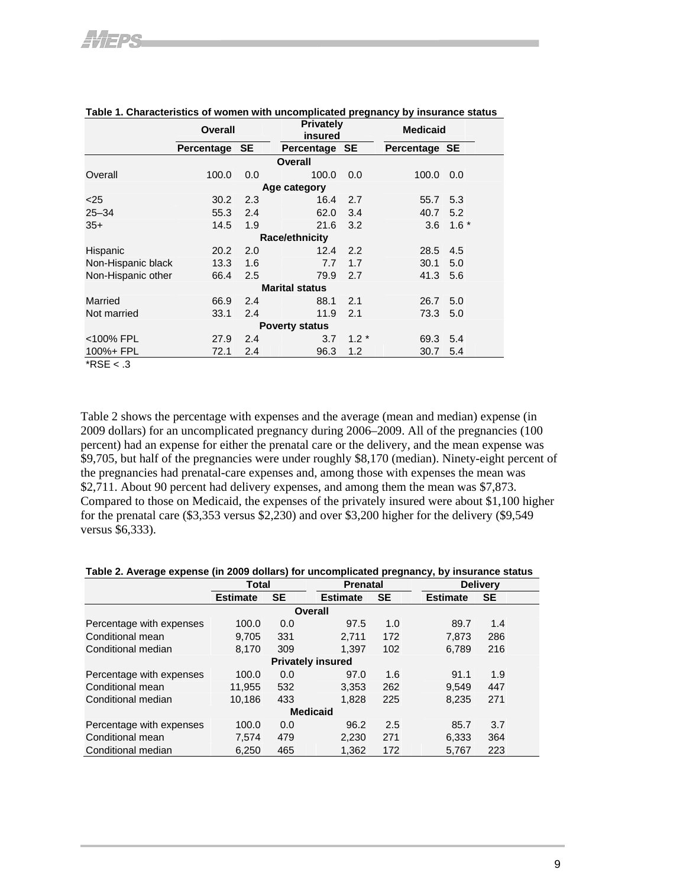**Table 1. Characteristics of women with uncomplicated pregnancy by insurance status**

| | Overall | | Privately insured | | Medicaid | |
|---|---|---|---|---|---|---|
| | Percentage | SE | Percentage | SE | Percentage | SE |
| **Overall** | | | | | | |
| Overall | 100.0 | 0.0 | 100.0 | 0.0 | 100.0 | 0.0 |
| **Age category** | | | | | | |
| <25 | 30.2 | 2.3 | 16.4 | 2.7 | 55.7 | 5.3 |
| 25–34 | 55.3 | 2.4 | 62.0 | 3.4 | 40.7 | 5.2 |
| 35+ | 14.5 | 1.9 | 21.6 | 3.2 | 3.6 | 1.6 * |
| **Race/ethnicity** | | | | | | |
| Hispanic | 20.2 | 2.0 | 12.4 | 2.2 | 28.5 | 4.5 |
| Non-Hispanic black | 13.3 | 1.6 | 7.7 | 1.7 | 30.1 | 5.0 |
| Non-Hispanic other | 66.4 | 2.5 | 79.9 | 2.7 | 41.3 | 5.6 |
| **Marital status** | | | | | | |
| Married | 66.9 | 2.4 | 88.1 | 2.1 | 26.7 | 5.0 |
| Not married | 33.1 | 2.4 | 11.9 | 2.1 | 73.3 | 5.0 |
| **Poverty status** | | | | | | |
| <100% FPL | 27.9 | 2.4 | 3.7 | 1.2 * | 69.3 | 5.4 |
| 100%+ FPL | 72.1 | 2.4 | 96.3 | 1.2 | 30.7 | 5.4 |

*RSE < .3

Table 2 shows the percentage with expenses and the average (mean and median) expense (in 2009 dollars) for an uncomplicated pregnancy during 2006–2009. All of the pregnancies (100 percent) had an expense for either the prenatal care or the delivery, and the mean expense was $9,705, but half of the pregnancies were under roughly $8,170 (median). Ninety-eight percent of the pregnancies had prenatal-care expenses and, among those with expenses the mean was $2,711. About 90 percent had delivery expenses, and among them the mean was $7,873. Compared to those on Medicaid, the expenses of the privately insured were about $1,100 higher for the prenatal care ($3,353 versus $2,230) and over $3,200 higher for the delivery ($9,549 versus $6,333).

**Table 2. Average expense (in 2009 dollars) for uncomplicated pregnancy, by insurance status**

| | Total | | Prenatal | | Delivery | |
|---|---|---|---|---|---|---|
| | Estimate | SE | Estimate | SE | Estimate | SE |
| **Overall** | | | | | | |
| Percentage with expenses | 100.0 | 0.0 | 97.5 | 1.0 | 89.7 | 1.4 |
| Conditional mean | 9,705 | 331 | 2,711 | 172 | 7,873 | 286 |
| Conditional median | 8,170 | 309 | 1,397 | 102 | 6,789 | 216 |
| **Privately insured** | | | | | | |
| Percentage with expenses | 100.0 | 0.0 | 97.0 | 1.6 | 91.1 | 1.9 |
| Conditional mean | 11,955 | 532 | 3,353 | 262 | 9,549 | 447 |
| Conditional median | 10,186 | 433 | 1,828 | 225 | 8,235 | 271 |
| **Medicaid** | | | | | | |
| Percentage with expenses | 100.0 | 0.0 | 96.2 | 2.5 | 85.7 | 3.7 |
| Conditional mean | 7,574 | 479 | 2,230 | 271 | 6,333 | 364 |
| Conditional median | 6,250 | 465 | 1,362 | 172 | 5,767 | 223 |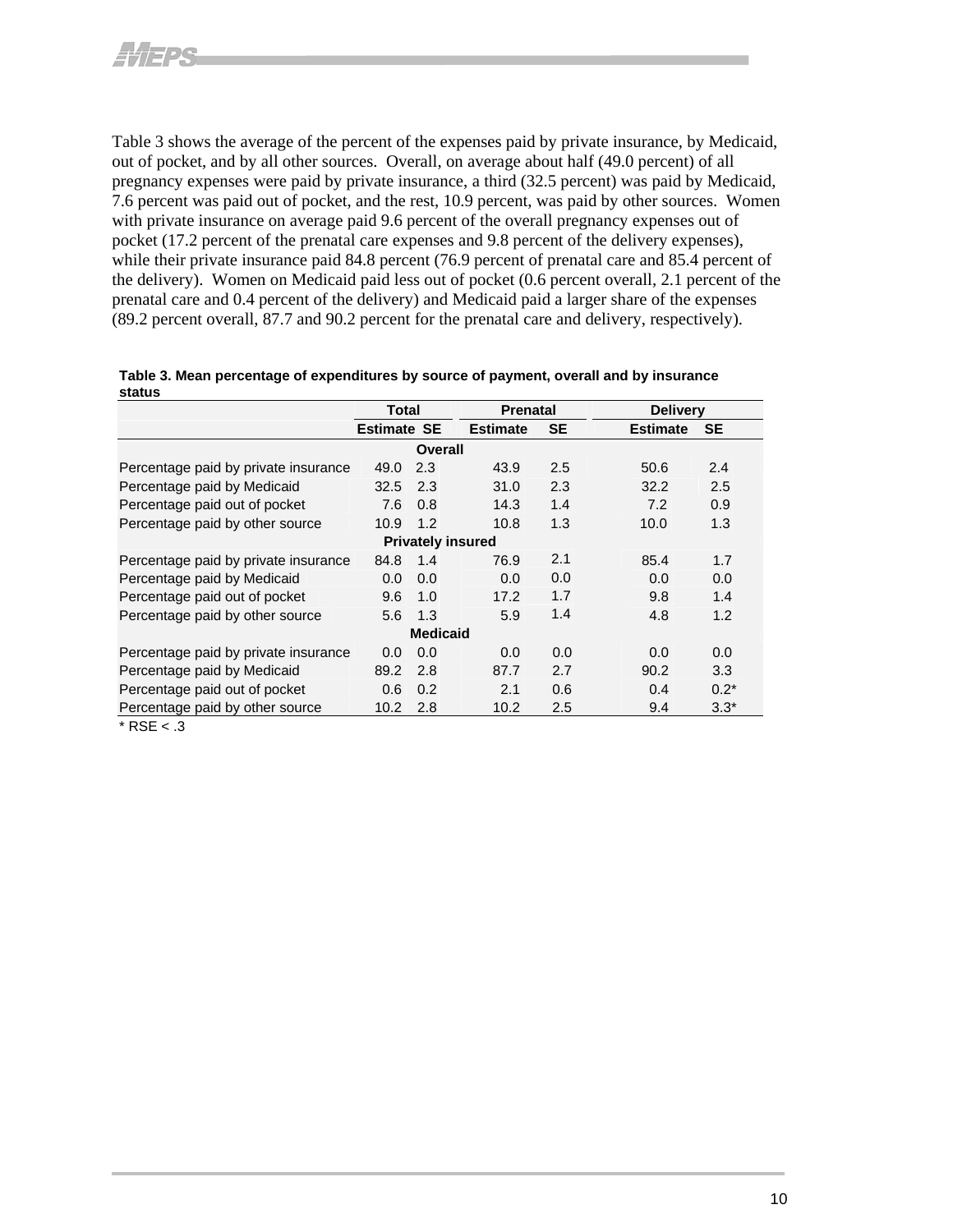Table 3 shows the average of the percent of the expenses paid by private insurance, by Medicaid, out of pocket, and by all other sources. Overall, on average about half (49.0 percent) of all pregnancy expenses were paid by private insurance, a third (32.5 percent) was paid by Medicaid, 7.6 percent was paid out of pocket, and the rest, 10.9 percent, was paid by other sources. Women with private insurance on average paid 9.6 percent of the overall pregnancy expenses out of pocket (17.2 percent of the prenatal care expenses and 9.8 percent of the delivery expenses), while their private insurance paid 84.8 percent (76.9 percent of prenatal care and 85.4 percent of the delivery). Women on Medicaid paid less out of pocket (0.6 percent overall, 2.1 percent of the prenatal care and 0.4 percent of the delivery) and Medicaid paid a larger share of the expenses (89.2 percent overall, 87.7 and 90.2 percent for the prenatal care and delivery, respectively).

**Table 3. Mean percentage of expenditures by source of payment, overall and by insurance status**

| | Total | | Prenatal | | Delivery | |
|---|---|---|---|---|---|---|
| | Estimate | SE | Estimate | SE | Estimate | SE |
| **Overall** | | | | | | |
| Percentage paid by private insurance | 49.0 | 2.3 | 43.9 | 2.5 | 50.6 | 2.4 |
| Percentage paid by Medicaid | 32.5 | 2.3 | 31.0 | 2.3 | 32.2 | 2.5 |
| Percentage paid out of pocket | 7.6 | 0.8 | 14.3 | 1.4 | 7.2 | 0.9 |
| Percentage paid by other source | 10.9 | 1.2 | 10.8 | 1.3 | 10.0 | 1.3 |
| **Privately insured** | | | | | | |
| Percentage paid by private insurance | 84.8 | 1.4 | 76.9 | 2.1 | 85.4 | 1.7 |
| Percentage paid by Medicaid | 0.0 | 0.0 | 0.0 | 0.0 | 0.0 | 0.0 |
| Percentage paid out of pocket | 9.6 | 1.0 | 17.2 | 1.7 | 9.8 | 1.4 |
| Percentage paid by other source | 5.6 | 1.3 | 5.9 | 1.4 | 4.8 | 1.2 |
| **Medicaid** | | | | | | |
| Percentage paid by private insurance | 0.0 | 0.0 | 0.0 | 0.0 | 0.0 | 0.0 |
| Percentage paid by Medicaid | 89.2 | 2.8 | 87.7 | 2.7 | 90.2 | 3.3 |
| Percentage paid out of pocket | 0.6 | 0.2 | 2.1 | 0.6 | 0.4 | 0.2* |
| Percentage paid by other source | 10.2 | 2.8 | 10.2 | 2.5 | 9.4 | 3.3* |

* RSE < .3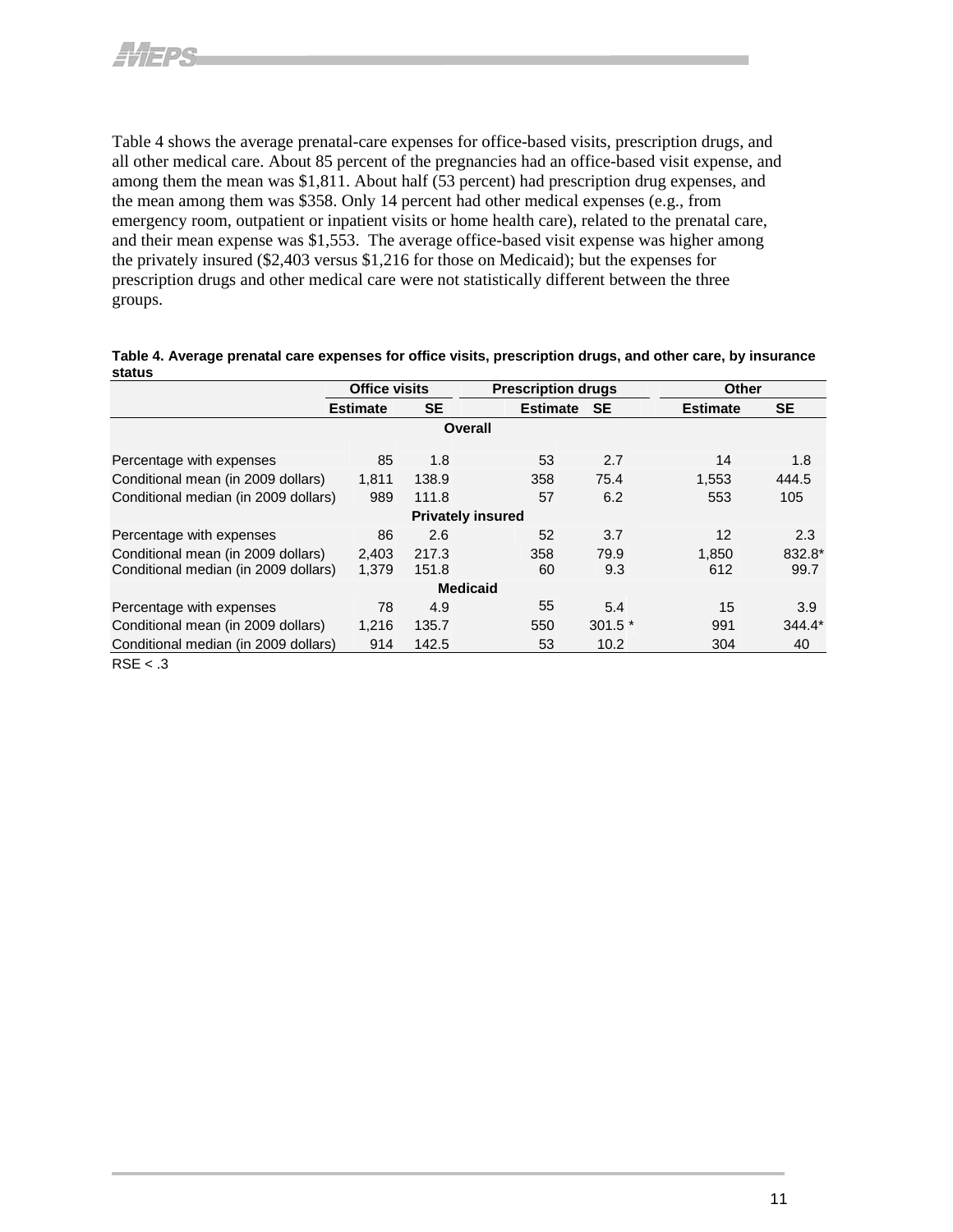Table 4 shows the average prenatal-care expenses for office-based visits, prescription drugs, and all other medical care. About 85 percent of the pregnancies had an office-based visit expense, and among them the mean was $1,811. About half (53 percent) had prescription drug expenses, and the mean among them was $358. Only 14 percent had other medical expenses (e.g., from emergency room, outpatient or inpatient visits or home health care), related to the prenatal care, and their mean expense was $1,553. The average office-based visit expense was higher among the privately insured ($2,403 versus $1,216 for those on Medicaid); but the expenses for prescription drugs and other medical care were not statistically different between the three groups.

**Table 4. Average prenatal care expenses for office visits, prescription drugs, and other care, by insurance status**

| | Office visits | | Prescription drugs | | Other | |
|---|---|---|---|---|---|---|
| | Estimate | SE | Estimate | SE | Estimate | SE |
| **Overall** | | | | | | |
| Percentage with expenses | 85 | 1.8 | 53 | 2.7 | 14 | 1.8 |
| Conditional mean (in 2009 dollars) | 1,811 | 138.9 | 358 | 75.4 | 1,553 | 444.5 |
| Conditional median (in 2009 dollars) | 989 | 111.8 | 57 | 6.2 | 553 | 105 |
| **Privately insured** | | | | | | |
| Percentage with expenses | 86 | 2.6 | 52 | 3.7 | 12 | 2.3 |
| Conditional mean (in 2009 dollars) | 2,403 | 217.3 | 358 | 79.9 | 1,850 | 832.8* |
| Conditional median (in 2009 dollars) | 1,379 | 151.8 | 60 | 9.3 | 612 | 99.7 |
| **Medicaid** | | | | | | |
| Percentage with expenses | 78 | 4.9 | 55 | 5.4 | 15 | 3.9 |
| Conditional mean (in 2009 dollars) | 1,216 | 135.7 | 550 | 301.5 * | 991 | 344.4* |
| Conditional median (in 2009 dollars) | 914 | 142.5 | 53 | 10.2 | 304 | 40 |

RSE < .3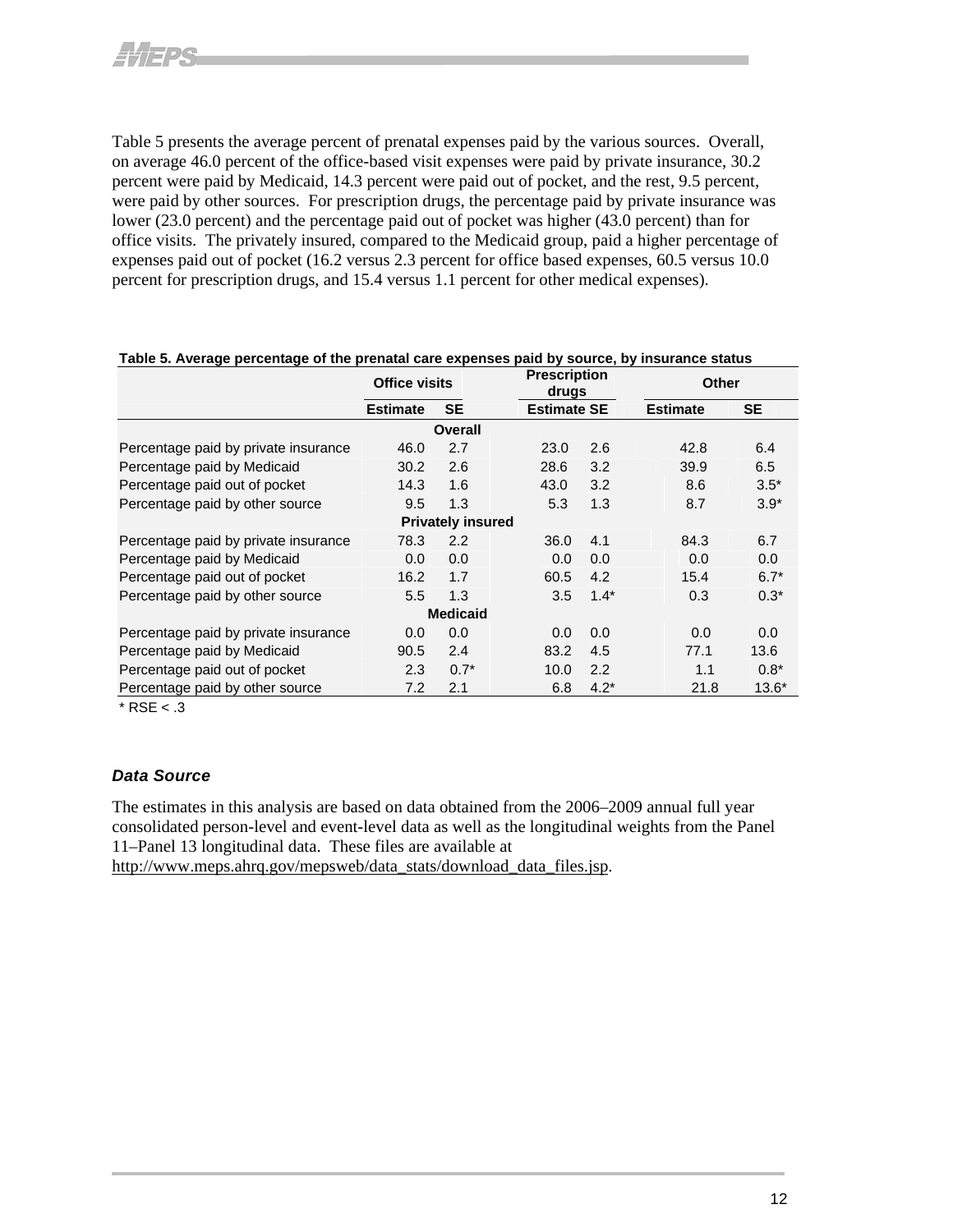Table 5 presents the average percent of prenatal expenses paid by the various sources. Overall, on average 46.0 percent of the office-based visit expenses were paid by private insurance, 30.2 percent were paid by Medicaid, 14.3 percent were paid out of pocket, and the rest, 9.5 percent, were paid by other sources. For prescription drugs, the percentage paid by private insurance was lower (23.0 percent) and the percentage paid out of pocket was higher (43.0 percent) than for office visits. The privately insured, compared to the Medicaid group, paid a higher percentage of expenses paid out of pocket (16.2 versus 2.3 percent for office based expenses, 60.5 versus 10.0 percent for prescription drugs, and 15.4 versus 1.1 percent for other medical expenses).

**Table 5. Average percentage of the prenatal care expenses paid by source, by insurance status**

| | Office visits | | Prescription drugs | | Other | |
|---|---|---|---|---|---|---|
| | **Estimate** | **SE** | **Estimate** | **SE** | **Estimate** | **SE** |
| **Overall** | | | | | | |
| Percentage paid by private insurance | 46.0 | 2.7 | 23.0 | 2.6 | 42.8 | 6.4 |
| Percentage paid by Medicaid | 30.2 | 2.6 | 28.6 | 3.2 | 39.9 | 6.5 |
| Percentage paid out of pocket | 14.3 | 1.6 | 43.0 | 3.2 | 8.6 | 3.5* |
| Percentage paid by other source | 9.5 | 1.3 | 5.3 | 1.3 | 8.7 | 3.9* |
| **Privately insured** | | | | | | |
| Percentage paid by private insurance | 78.3 | 2.2 | 36.0 | 4.1 | 84.3 | 6.7 |
| Percentage paid by Medicaid | 0.0 | 0.0 | 0.0 | 0.0 | 0.0 | 0.0 |
| Percentage paid out of pocket | 16.2 | 1.7 | 60.5 | 4.2 | 15.4 | 6.7* |
| Percentage paid by other source | 5.5 | 1.3 | 3.5 | 1.4* | 0.3 | 0.3* |
| **Medicaid** | | | | | | |
| Percentage paid by private insurance | 0.0 | 0.0 | 0.0 | 0.0 | 0.0 | 0.0 |
| Percentage paid by Medicaid | 90.5 | 2.4 | 83.2 | 4.5 | 77.1 | 13.6 |
| Percentage paid out of pocket | 2.3 | 0.7* | 10.0 | 2.2 | 1.1 | 0.8* |
| Percentage paid by other source | 7.2 | 2.1 | 6.8 | 4.2* | 21.8 | 13.6* |

\* RSE < .3

### *Data Source*

The estimates in this analysis are based on data obtained from the 2006–2009 annual full year consolidated person-level and event-level data as well as the longitudinal weights from the Panel 11–Panel 13 longitudinal data. These files are available at http://www.meps.ahrq.gov/mepsweb/data_stats/download_data_files.jsp.